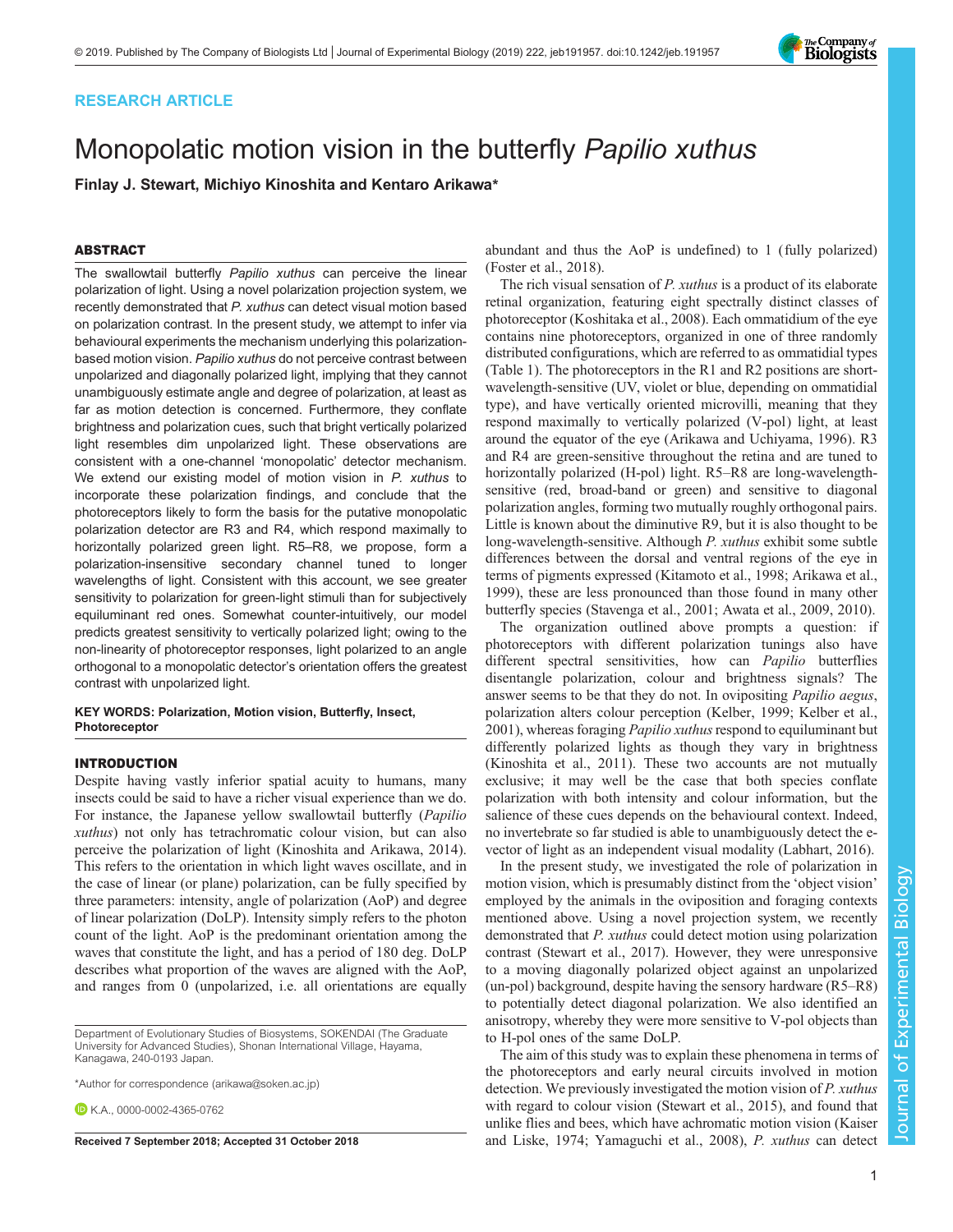RESEARCH ARTICLE

# Monopolatic motion vision in the butterfly *Papilio xuthus*

**Finlay J. Stewart, Michiyo Kinoshita and Kentaro Arikawa***

## ABSTRACT

The swallowtail butterfly *Papilio xuthus* can perceive the linear polarization of light. Using a novel polarization projection system, we recently demonstrated that *P. xuthus* can detect visual motion based on polarization contrast. In the present study, we attempt to infer via behavioural experiments the mechanism underlying this polarization-based motion vision. *Papilio xuthus* do not perceive contrast between unpolarized and diagonally polarized light, implying that they cannot unambiguously estimate angle and degree of polarization, at least as far as motion detection is concerned. Furthermore, they conflate brightness and polarization cues, such that bright vertically polarized light resembles dim unpolarized light. These observations are consistent with a one-channel 'monopolatic' detector mechanism. We extend our existing model of motion vision in *P. xuthus* to incorporate these polarization findings, and conclude that the photoreceptors likely to form the basis for the putative monopolatic polarization detector are R3 and R4, which respond maximally to horizontally polarized green light. R5–R8, we propose, form a polarization-insensitive secondary channel tuned to longer wavelengths of light. Consistent with this account, we see greater sensitivity to polarization for green-light stimuli than for subjectively equiluminant red ones. Somewhat counter-intuitively, our model predicts greatest sensitivity to vertically polarized light; owing to the non-linearity of photoreceptor responses, light polarized to an angle orthogonal to a monopolatic detector's orientation offers the greatest contrast with unpolarized light.

**KEY WORDS: Polarization, Motion vision, Butterfly, Insect, Photoreceptor**

## INTRODUCTION

Despite having vastly inferior spatial acuity to humans, many insects could be said to have a richer visual experience than we do. For instance, the Japanese yellow swallowtail butterfly (*Papilio xuthus*) not only has tetrachromatic colour vision, but can also perceive the polarization of light (Kinoshita and Arikawa, 2014). This refers to the orientation in which light waves oscillate, and in the case of linear (or plane) polarization, can be fully specified by three parameters: intensity, angle of polarization (AoP) and degree of linear polarization (DoLP). Intensity simply refers to the photon count of the light. AoP is the predominant orientation among the waves that constitute the light, and has a period of 180 deg. DoLP describes what proportion of the waves are aligned with the AoP, and ranges from 0 (unpolarized, i.e. all orientations are equally abundant and thus the AoP is undefined) to 1 (fully polarized) (Foster et al., 2018).

The rich visual sensation of *P. xuthus* is a product of its elaborate retinal organization, featuring eight spectrally distinct classes of photoreceptor (Koshitaka et al., 2008). Each ommatidium of the eye contains nine photoreceptors, organized in one of three randomly distributed configurations, which are referred to as ommatidial types (Table 1). The photoreceptors in the R1 and R2 positions are short-wavelength-sensitive (UV, violet or blue, depending on ommatidial type), and have vertically oriented microvilli, meaning that they respond maximally to vertically polarized (V-pol) light, at least around the equator of the eye (Arikawa and Uchiyama, 1996). R3 and R4 are green-sensitive throughout the retina and are tuned to horizontally polarized (H-pol) light. R5–R8 are long-wavelength-sensitive (red, broad-band or green) and sensitive to diagonal polarization angles, forming two mutually roughly orthogonal pairs. Little is known about the diminutive R9, but it is also thought to be long-wavelength-sensitive. Although *P. xuthus* exhibit some subtle differences between the dorsal and ventral regions of the eye in terms of pigments expressed (Kitamoto et al., 1998; Arikawa et al., 1999), these are less pronounced than those found in many other butterfly species (Stavenga et al., 2001; Awata et al., 2009, 2010).

The organization outlined above prompts a question: if photoreceptors with different polarization tunings also have different spectral sensitivities, how can *Papilio* butterflies disentangle polarization, colour and brightness signals? The answer seems to be that they do not. In ovipositing *Papilio aegus*, polarization alters colour perception (Kelber, 1999; Kelber et al., 2001), whereas foraging *Papilio xuthus* respond to equiluminant but differently polarized lights as though they vary in brightness (Kinoshita et al., 2011). These two accounts are not mutually exclusive; it may well be the case that both species conflate polarization with both intensity and colour information, but the salience of these cues depends on the behavioural context. Indeed, no invertebrate so far studied is able to unambiguously detect the e-vector of light as an independent visual modality (Labhart, 2016).

In the present study, we investigated the role of polarization in motion vision, which is presumably distinct from the 'object vision' employed by the animals in the oviposition and foraging contexts mentioned above. Using a novel projection system, we recently demonstrated that *P. xuthus* could detect motion using polarization contrast (Stewart et al., 2017). However, they were unresponsive to a moving diagonally polarized object against an unpolarized (un-pol) background, despite having the sensory hardware (R5–R8) to potentially detect diagonal polarization. We also identified an anisotropy, whereby they were more sensitive to V-pol objects than to H-pol ones of the same DoLP.

The aim of this study was to explain these phenomena in terms of the photoreceptors and early neural circuits involved in motion detection. We previously investigated the motion vision of *P. xuthus* with regard to colour vision (Stewart et al., 2015), and found that unlike flies and bees, which have achromatic motion vision (Kaiser and Liske, 1974; Yamaguchi et al., 2008), *P. xuthus* can detect

Department of Evolutionary Studies of Biosystems, SOKENDAI (The Graduate University for Advanced Studies), Shonan International Village, Hayama, Kanagawa, 240-0193 Japan.

*Author for correspondence (arikawa@soken.ac.jp)

K.A., 0000-0002-4365-0762

**Received 7 September 2018; Accepted 31 October 2018**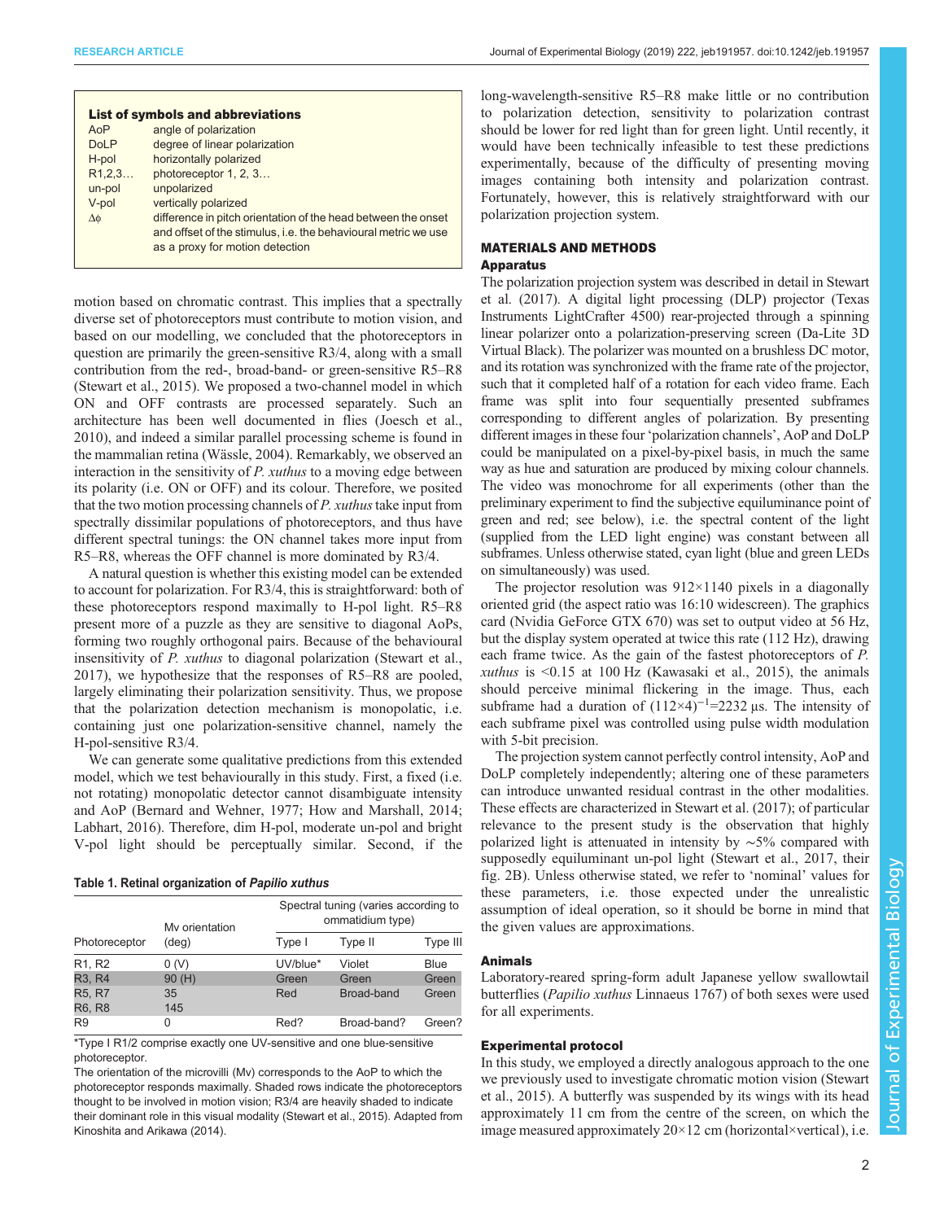**List of symbols and abbreviations**

| | |
|---|---|
| AoP | angle of polarization |
| DoLP | degree of linear polarization |
| H-pol | horizontally polarized |
| R1,2,3… | photoreceptor 1, 2, 3… |
| un-pol | unpolarized |
| V-pol | vertically polarized |
| Δϕ | difference in pitch orientation of the head between the onset and offset of the stimulus, i.e. the behavioural metric we use as a proxy for motion detection |

motion based on chromatic contrast. This implies that a spectrally diverse set of photoreceptors must contribute to motion vision, and based on our modelling, we concluded that the photoreceptors in question are primarily the green-sensitive R3/4, along with a small contribution from the red-, broad-band- or green-sensitive R5–R8 (Stewart et al., 2015). We proposed a two-channel model in which ON and OFF contrasts are processed separately. Such an architecture has been well documented in flies (Joesch et al., 2010), and indeed a similar parallel processing scheme is found in the mammalian retina (Wässle, 2004). Remarkably, we observed an interaction in the sensitivity of *P. xuthus* to a moving edge between its polarity (i.e. ON or OFF) and its colour. Therefore, we posited that the two motion processing channels of *P. xuthus* take input from spectrally dissimilar populations of photoreceptors, and thus have different spectral tunings: the ON channel takes more input from R5–R8, whereas the OFF channel is more dominated by R3/4.

A natural question is whether this existing model can be extended to account for polarization. For R3/4, this is straightforward: both of these photoreceptors respond maximally to H-pol light. R5–R8 present more of a puzzle as they are sensitive to diagonal AoPs, forming two roughly orthogonal pairs. Because of the behavioural insensitivity of *P. xuthus* to diagonal polarization (Stewart et al., 2017), we hypothesize that the responses of R5–R8 are pooled, largely eliminating their polarization sensitivity. Thus, we propose that the polarization detection mechanism is monopolatic, i.e. containing just one polarization-sensitive channel, namely the H-pol-sensitive R3/4.

We can generate some qualitative predictions from this extended model, which we test behaviourally in this study. First, a fixed (i.e. not rotating) monopolatic detector cannot disambiguate intensity and AoP (Bernard and Wehner, 1977; How and Marshall, 2014; Labhart, 2016). Therefore, dim H-pol, moderate un-pol and bright V-pol light should be perceptually similar. Second, if the long-wavelength-sensitive R5–R8 make little or no contribution to polarization detection, sensitivity to polarization contrast should be lower for red light than for green light. Until recently, it would have been technically infeasible to test these predictions experimentally, because of the difficulty of presenting moving images containing both intensity and polarization contrast. Fortunately, however, this is relatively straightforward with our polarization projection system.

**Table 1. Retinal organization of *Papilio xuthus***

| Photoreceptor | Mv orientation (deg) | Spectral tuning (varies according to ommatidium type) | | |
|---|---|---|---|---|
| | | Type I | Type II | Type III |
| R1, R2 | 0 (V) | UV/blue* | Violet | Blue |
| R3, R4 | 90 (H) | Green | Green | Green |
| R5, R7 | 35 | Red | Broad-band | Green |
| R6, R8 | 145 | | | |
| R9 | 0 | Red? | Broad-band? | Green? |

*Type I R1/2 comprise exactly one UV-sensitive and one blue-sensitive photoreceptor.

The orientation of the microvilli (Mv) corresponds to the AoP to which the photoreceptor responds maximally. Shaded rows indicate the photoreceptors thought to be involved in motion vision; R3/4 are heavily shaded to indicate their dominant role in this visual modality (Stewart et al., 2015). Adapted from Kinoshita and Arikawa (2014).

## MATERIALS AND METHODS

### Apparatus

The polarization projection system was described in detail in Stewart et al. (2017). A digital light processing (DLP) projector (Texas Instruments LightCrafter 4500) rear-projected through a spinning linear polarizer onto a polarization-preserving screen (Da-Lite 3D Virtual Black). The polarizer was mounted on a brushless DC motor, and its rotation was synchronized with the frame rate of the projector, such that it completed half of a rotation for each video frame. Each frame was split into four sequentially presented subframes corresponding to different angles of polarization. By presenting different images in these four 'polarization channels', AoP and DoLP could be manipulated on a pixel-by-pixel basis, in much the same way as hue and saturation are produced by mixing colour channels. The video was monochrome for all experiments (other than the preliminary experiment to find the subjective equiluminance point of green and red; see below), i.e. the spectral content of the light (supplied from the LED light engine) was constant between all subframes. Unless otherwise stated, cyan light (blue and green LEDs on simultaneously) was used.

The projector resolution was 912×1140 pixels in a diagonally oriented grid (the aspect ratio was 16:10 widescreen). The graphics card (Nvidia GeForce GTX 670) was set to output video at 56 Hz, but the display system operated at twice this rate (112 Hz), drawing each frame twice. As the gain of the fastest photoreceptors of *P. xuthus* is <0.15 at 100 Hz (Kawasaki et al., 2015), the animals should perceive minimal flickering in the image. Thus, each subframe had a duration of $(112{\times}4)^{-1}$=2232 µs. The intensity of each subframe pixel was controlled using pulse width modulation with 5-bit precision.

The projection system cannot perfectly control intensity, AoP and DoLP completely independently; altering one of these parameters can introduce unwanted residual contrast in the other modalities. These effects are characterized in Stewart et al. (2017); of particular relevance to the present study is the observation that highly polarized light is attenuated in intensity by ∼5% compared with supposedly equiluminant un-pol light (Stewart et al., 2017, their fig. 2B). Unless otherwise stated, we refer to 'nominal' values for these parameters, i.e. those expected under the unrealistic assumption of ideal operation, so it should be borne in mind that the given values are approximations.

### Animals

Laboratory-reared spring-form adult Japanese yellow swallowtail butterflies (*Papilio xuthus* Linnaeus 1767) of both sexes were used for all experiments.

### Experimental protocol

In this study, we employed a directly analogous approach to the one we previously used to investigate chromatic motion vision (Stewart et al., 2015). A butterfly was suspended by its wings with its head approximately 11 cm from the centre of the screen, on which the image measured approximately 20×12 cm (horizontal×vertical), i.e.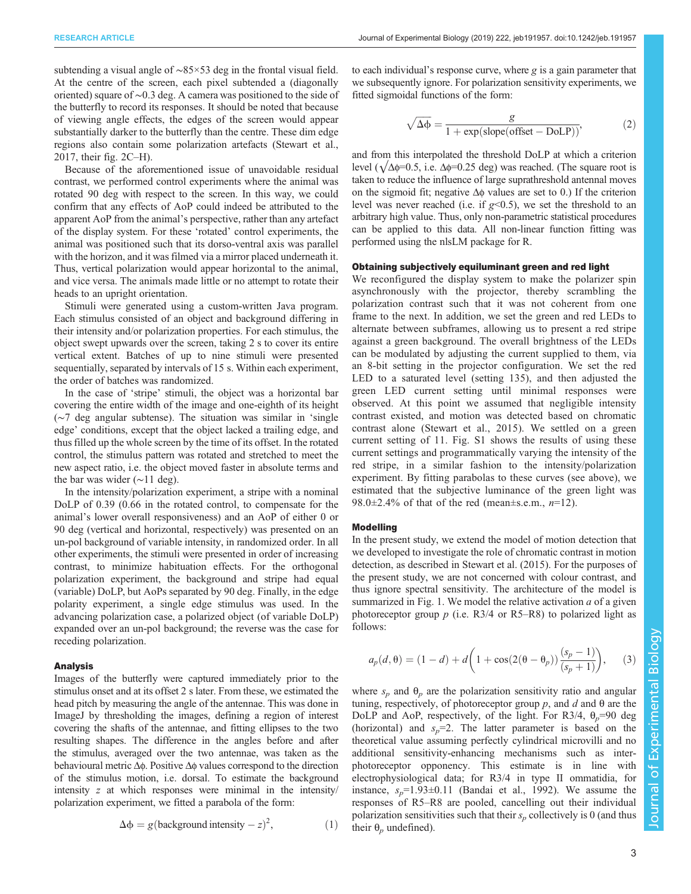subtending a visual angle of ∼85×53 deg in the frontal visual field. At the centre of the screen, each pixel subtended a (diagonally oriented) square of ∼0.3 deg. A camera was positioned to the side of the butterfly to record its responses. It should be noted that because of viewing angle effects, the edges of the screen would appear substantially darker to the butterfly than the centre. These dim edge regions also contain some polarization artefacts (Stewart et al., 2017, their fig. 2C–H).

Because of the aforementioned issue of unavoidable residual contrast, we performed control experiments where the animal was rotated 90 deg with respect to the screen. In this way, we could confirm that any effects of AoP could indeed be attributed to the apparent AoP from the animal's perspective, rather than any artefact of the display system. For these 'rotated' control experiments, the animal was positioned such that its dorso-ventral axis was parallel with the horizon, and it was filmed via a mirror placed underneath it. Thus, vertical polarization would appear horizontal to the animal, and vice versa. The animals made little or no attempt to rotate their heads to an upright orientation.

Stimuli were generated using a custom-written Java program. Each stimulus consisted of an object and background differing in their intensity and/or polarization properties. For each stimulus, the object swept upwards over the screen, taking 2 s to cover its entire vertical extent. Batches of up to nine stimuli were presented sequentially, separated by intervals of 15 s. Within each experiment, the order of batches was randomized.

In the case of 'stripe' stimuli, the object was a horizontal bar covering the entire width of the image and one-eighth of its height (∼7 deg angular subtense). The situation was similar in 'single edge' conditions, except that the object lacked a trailing edge, and thus filled up the whole screen by the time of its offset. In the rotated control, the stimulus pattern was rotated and stretched to meet the new aspect ratio, i.e. the object moved faster in absolute terms and the bar was wider (∼11 deg).

In the intensity/polarization experiment, a stripe with a nominal DoLP of 0.39 (0.66 in the rotated control, to compensate for the animal's lower overall responsiveness) and an AoP of either 0 or 90 deg (vertical and horizontal, respectively) was presented on an un-pol background of variable intensity, in randomized order. In all other experiments, the stimuli were presented in order of increasing contrast, to minimize habituation effects. For the orthogonal polarization experiment, the background and stripe had equal (variable) DoLP, but AoPs separated by 90 deg. Finally, in the edge polarity experiment, a single edge stimulus was used. In the advancing polarization case, a polarized object (of variable DoLP) expanded over an un-pol background; the reverse was the case for receding polarization.

## Analysis

Images of the butterfly were captured immediately prior to the stimulus onset and at its offset 2 s later. From these, we estimated the head pitch by measuring the angle of the antennae. This was done in ImageJ by thresholding the images, defining a region of interest covering the shafts of the antennae, and fitting ellipses to the two resulting shapes. The difference in the angles before and after the stimulus, averaged over the two antennae, was taken as the behavioural metric $\Delta\phi$. Positive $\Delta\phi$ values correspond to the direction of the stimulus motion, i.e. dorsal. To estimate the background intensity $z$ at which responses were minimal in the intensity/polarization experiment, we fitted a parabola of the form:

$$\Delta\phi = g(\text{background intensity} - z)^2, \tag{1}$$

to each individual's response curve, where $g$ is a gain parameter that we subsequently ignore. For polarization sensitivity experiments, we fitted sigmoidal functions of the form:

$$\sqrt{\Delta\phi} = \frac{g}{1 + \exp(\text{slope}(\text{offset} - \text{DoLP}))}, \tag{2}$$

and from this interpolated the threshold DoLP at which a criterion level ($\sqrt{\Delta\phi}$=0.5, i.e. $\Delta\phi$=0.25 deg) was reached. (The square root is taken to reduce the influence of large suprathreshold antennal moves on the sigmoid fit; negative $\Delta\phi$ values are set to 0.) If the criterion level was never reached (i.e. if $g$<0.5), we set the threshold to an arbitrary high value. Thus, only non-parametric statistical procedures can be applied to this data. All non-linear function fitting was performed using the nlsLM package for R.

## Obtaining subjectively equiluminant green and red light

We reconfigured the display system to make the polarizer spin asynchronously with the projector, thereby scrambling the polarization contrast such that it was not coherent from one frame to the next. In addition, we set the green and red LEDs to alternate between subframes, allowing us to present a red stripe against a green background. The overall brightness of the LEDs can be modulated by adjusting the current supplied to them, via an 8-bit setting in the projector configuration. We set the red LED to a saturated level (setting 135), and then adjusted the green LED current setting until minimal responses were observed. At this point we assumed that negligible intensity contrast existed, and motion was detected based on chromatic contrast alone (Stewart et al., 2015). We settled on a green current setting of 11. Fig. S1 shows the results of using these current settings and programmatically varying the intensity of the red stripe, in a similar fashion to the intensity/polarization experiment. By fitting parabolas to these curves (see above), we estimated that the subjective luminance of the green light was 98.0±2.4% of that of the red (mean±s.e.m., $n$=12).

## Modelling

In the present study, we extend the model of motion detection that we developed to investigate the role of chromatic contrast in motion detection, as described in Stewart et al. (2015). For the purposes of the present study, we are not concerned with colour contrast, and thus ignore spectral sensitivity. The architecture of the model is summarized in Fig. 1. We model the relative activation $a$ of a given photoreceptor group $p$ (i.e. R3/4 or R5–R8) to polarized light as follows:

$$a_p(d, \theta) = (1 - d) + d\left(1 + \cos(2(\theta - \theta_p))\frac{(s_p - 1)}{(s_p + 1)}\right), \tag{3}$$

where $s_p$ and $\theta_p$ are the polarization sensitivity ratio and angular tuning, respectively, of photoreceptor group $p$, and $d$ and $\theta$ are the DoLP and AoP, respectively, of the light. For R3/4, $\theta_p$=90 deg (horizontal) and $s_p$=2. The latter parameter is based on the theoretical value assuming perfectly cylindrical microvilli and no additional sensitivity-enhancing mechanisms such as inter-photoreceptor opponency. This estimate is in line with electrophysiological data; for R3/4 in type II ommatidia, for instance, $s_p$=1.93±0.11 (Bandai et al., 1992). We assume the responses of R5–R8 are pooled, cancelling out their individual polarization sensitivities such that their $s_p$ collectively is 0 (and thus their $\theta_p$ undefined).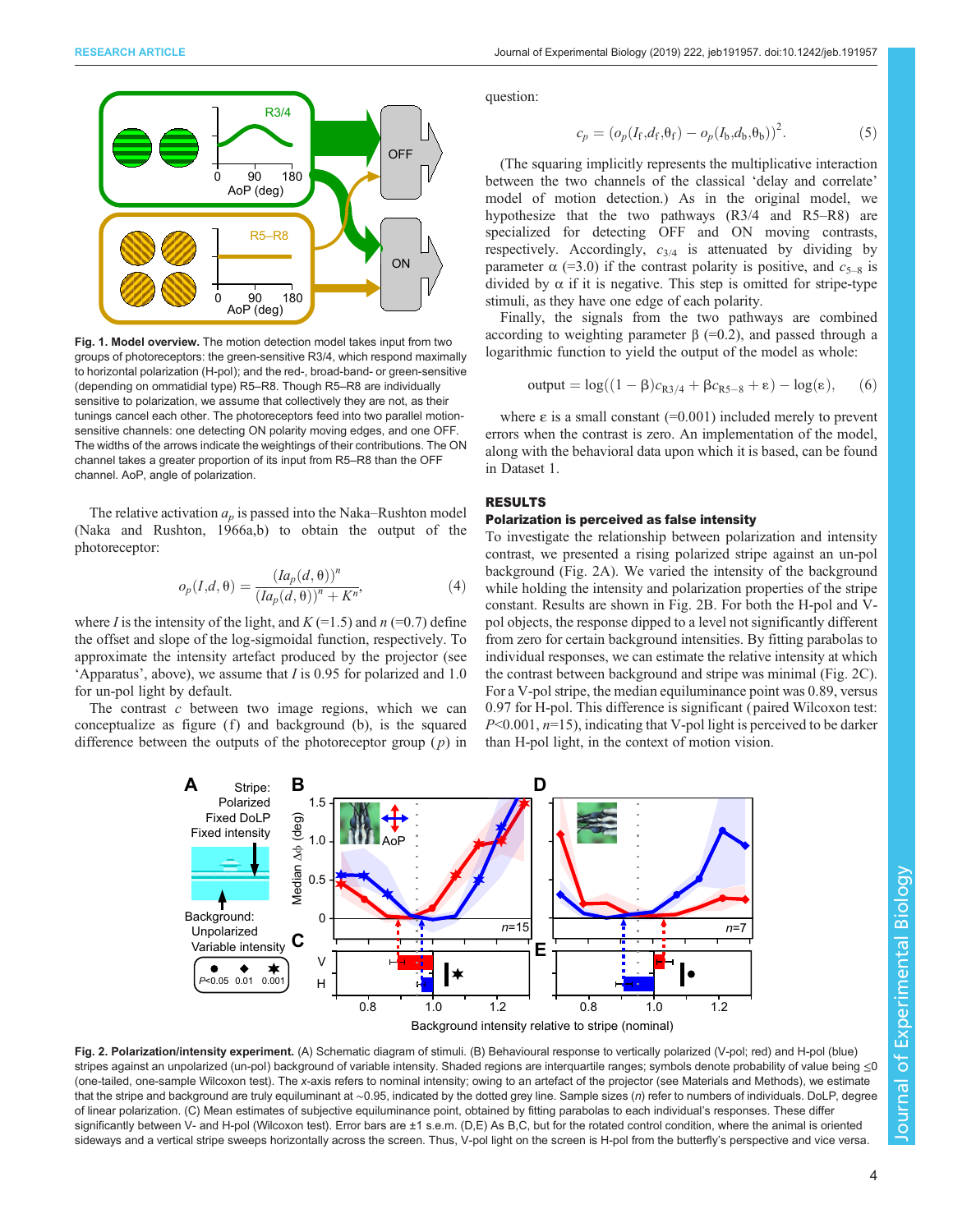**Fig. 1. Model overview.** The motion detection model takes input from two groups of photoreceptors: the green-sensitive R3/4, which respond maximally to horizontal polarization (H-pol); and the red-, broad-band- or green-sensitive (depending on ommatidial type) R5–R8. Though R5–R8 are individually sensitive to polarization, we assume that collectively they are not, as their tunings cancel each other. The photoreceptors feed into two parallel motion-sensitive channels: one detecting ON polarity moving edges, and one OFF. The widths of the arrows indicate the weightings of their contributions. The ON channel takes a greater proportion of its input from R5–R8 than the OFF channel. AoP, angle of polarization.

The relative activation $a_p$ is passed into the Naka–Rushton model (Naka and Rushton, 1966a,b) to obtain the output of the photoreceptor:

$$o_p(I,d,\theta) = \frac{(Ia_p(d,\theta))^n}{(Ia_p(d,\theta))^n + K^n}, \tag{4}$$

where $I$ is the intensity of the light, and $K$ (=1.5) and $n$ (=0.7) define the offset and slope of the log-sigmoidal function, respectively. To approximate the intensity artefact produced by the projector (see 'Apparatus', above), we assume that $I$ is 0.95 for polarized and 1.0 for un-pol light by default.

The contrast $c$ between two image regions, which we can conceptualize as figure (f) and background (b), is the squared difference between the outputs of the photoreceptor group ($p$) in question:

$$c_p = (o_p(I_\mathrm{f},d_\mathrm{f},\theta_\mathrm{f}) - o_p(I_\mathrm{b},d_\mathrm{b},\theta_\mathrm{b}))^2. \tag{5}$$

(The squaring implicitly represents the multiplicative interaction between the two channels of the classical 'delay and correlate' model of motion detection.) As in the original model, we hypothesize that the two pathways (R3/4 and R5–R8) are specialized for detecting OFF and ON moving contrasts, respectively. Accordingly, $c_{3/4}$ is attenuated by dividing by parameter $\alpha$ (=3.0) if the contrast polarity is positive, and $c_{5-8}$ is divided by $\alpha$ if it is negative. This step is omitted for stripe-type stimuli, as they have one edge of each polarity.

Finally, the signals from the two pathways are combined according to weighting parameter $\beta$ (=0.2), and passed through a logarithmic function to yield the output of the model as whole:

$$\mathrm{output} = \log((1-\beta)c_{\mathrm{R3/4}} + \beta c_{\mathrm{R5-8}} + \varepsilon) - \log(\varepsilon), \tag{6}$$

where $\varepsilon$ is a small constant (=0.001) included merely to prevent errors when the contrast is zero. An implementation of the model, along with the behavioral data upon which it is based, can be found in Dataset 1.

## RESULTS

### Polarization is perceived as false intensity

To investigate the relationship between polarization and intensity contrast, we presented a rising polarized stripe against an un-pol background (Fig. 2A). We varied the intensity of the background while holding the intensity and polarization properties of the stripe constant. Results are shown in Fig. 2B. For both the H-pol and V-pol objects, the response dipped to a level not significantly different from zero for certain background intensities. By fitting parabolas to individual responses, we can estimate the relative intensity at which the contrast between background and stripe was minimal (Fig. 2C). For a V-pol stripe, the median equiluminance point was 0.89, versus 0.97 for H-pol. This difference is significant (paired Wilcoxon test: $P$<0.001, $n$=15), indicating that V-pol light is perceived to be darker than H-pol light, in the context of motion vision.

**Fig. 2. Polarization/intensity experiment.** (A) Schematic diagram of stimuli. (B) Behavioural response to vertically polarized (V-pol; red) and H-pol (blue) stripes against an unpolarized (un-pol) background of variable intensity. Shaded regions are interquartile ranges; symbols denote probability of value being ≤0 (one-tailed, one-sample Wilcoxon test). The $x$-axis refers to nominal intensity; owing to an artefact of the projector (see Materials and Methods), we estimate that the stripe and background are truly equiluminant at ~0.95, indicated by the dotted grey line. Sample sizes ($n$) refer to numbers of individuals. DoLP, degree of linear polarization. (C) Mean estimates of subjective equiluminance point, obtained by fitting parabolas to each individual's responses. These differ significantly between V- and H-pol (Wilcoxon test). Error bars are ±1 s.e.m. (D,E) As B,C, but for the rotated control condition, where the animal is oriented sideways and a vertical stripe sweeps horizontally across the screen. Thus, V-pol light on the screen is H-pol from the butterfly's perspective and vice versa.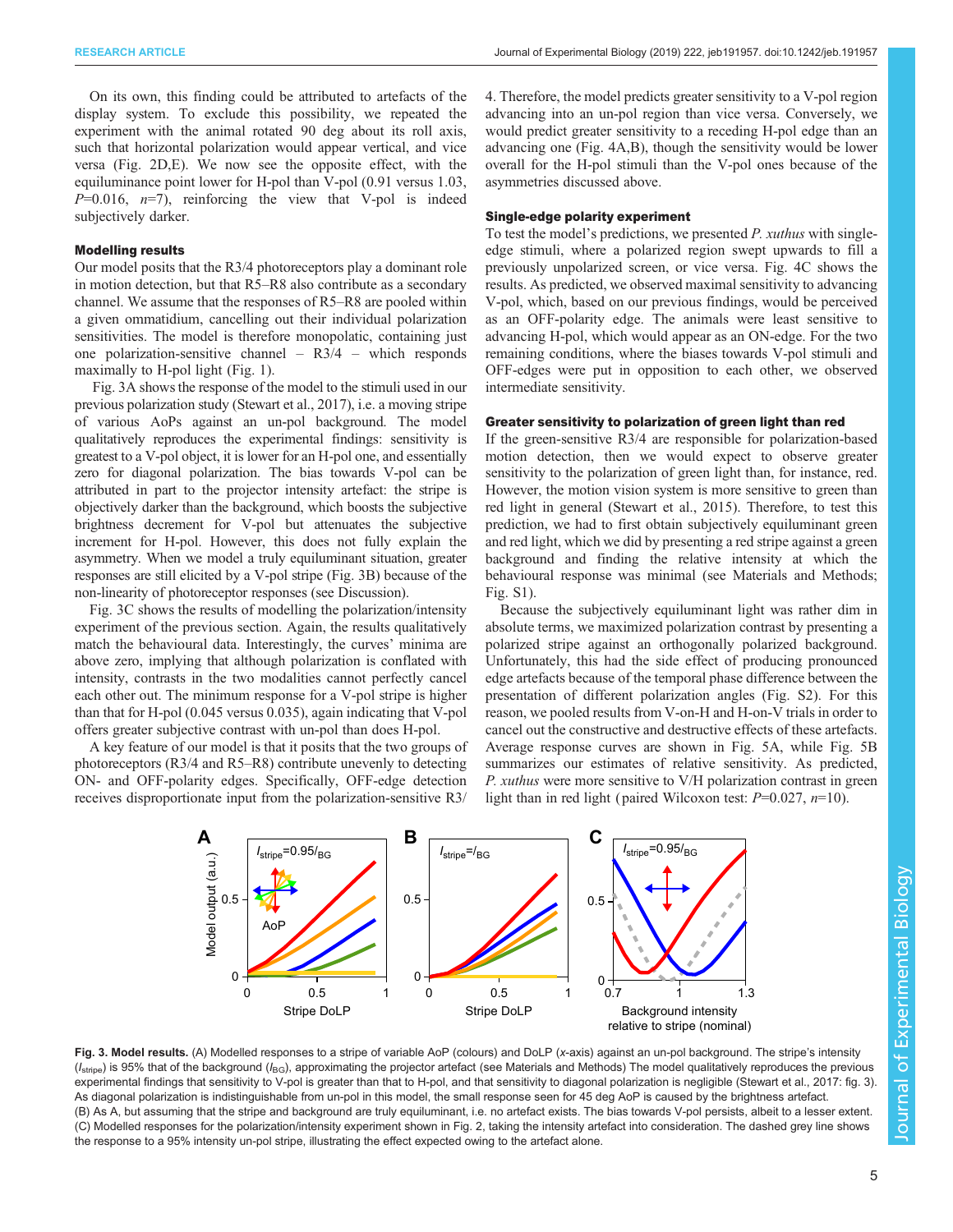On its own, this finding could be attributed to artefacts of the display system. To exclude this possibility, we repeated the experiment with the animal rotated 90 deg about its roll axis, such that horizontal polarization would appear vertical, and vice versa (Fig. 2D,E). We now see the opposite effect, with the equiluminance point lower for H-pol than V-pol (0.91 versus 1.03, $P$=0.016, $n$=7), reinforcing the view that V-pol is indeed subjectively darker.

### Modelling results

Our model posits that the R3/4 photoreceptors play a dominant role in motion detection, but that R5–R8 also contribute as a secondary channel. We assume that the responses of R5–R8 are pooled within a given ommatidium, cancelling out their individual polarization sensitivities. The model is therefore monopolatic, containing just one polarization-sensitive channel – R3/4 – which responds maximally to H-pol light (Fig. 1).

Fig. 3A shows the response of the model to the stimuli used in our previous polarization study (Stewart et al., 2017), i.e. a moving stripe of various AoPs against an un-pol background. The model qualitatively reproduces the experimental findings: sensitivity is greatest to a V-pol object, it is lower for an H-pol one, and essentially zero for diagonal polarization. The bias towards V-pol can be attributed in part to the projector intensity artefact: the stripe is objectively darker than the background, which boosts the subjective brightness decrement for V-pol but attenuates the subjective increment for H-pol. However, this does not fully explain the asymmetry. When we model a truly equiluminant situation, greater responses are still elicited by a V-pol stripe (Fig. 3B) because of the non-linearity of photoreceptor responses (see Discussion).

Fig. 3C shows the results of modelling the polarization/intensity experiment of the previous section. Again, the results qualitatively match the behavioural data. Interestingly, the curves' minima are above zero, implying that although polarization is conflated with intensity, contrasts in the two modalities cannot perfectly cancel each other out. The minimum response for a V-pol stripe is higher than that for H-pol (0.045 versus 0.035), again indicating that V-pol offers greater subjective contrast with un-pol than does H-pol.

A key feature of our model is that it posits that the two groups of photoreceptors (R3/4 and R5–R8) contribute unevenly to detecting ON- and OFF-polarity edges. Specifically, OFF-edge detection receives disproportionate input from the polarization-sensitive R3/4. Therefore, the model predicts greater sensitivity to a V-pol region advancing into an un-pol region than vice versa. Conversely, we would predict greater sensitivity to a receding H-pol edge than an advancing one (Fig. 4A,B), though the sensitivity would be lower overall for the H-pol stimuli than the V-pol ones because of the asymmetries discussed above.

### Single-edge polarity experiment

To test the model's predictions, we presented *P. xuthus* with single-edge stimuli, where a polarized region swept upwards to fill a previously unpolarized screen, or vice versa. Fig. 4C shows the results. As predicted, we observed maximal sensitivity to advancing V-pol, which, based on our previous findings, would be perceived as an OFF-polarity edge. The animals were least sensitive to advancing H-pol, which would appear as an ON-edge. For the two remaining conditions, where the biases towards V-pol stimuli and OFF-edges were put in opposition to each other, we observed intermediate sensitivity.

### Greater sensitivity to polarization of green light than red

If the green-sensitive R3/4 are responsible for polarization-based motion detection, then we would expect to observe greater sensitivity to the polarization of green light than, for instance, red. However, the motion vision system is more sensitive to green than red light in general (Stewart et al., 2015). Therefore, to test this prediction, we had to first obtain subjectively equiluminant green and red light, which we did by presenting a red stripe against a green background and finding the relative intensity at which the behavioural response was minimal (see Materials and Methods; Fig. S1).

Because the subjectively equiluminant light was rather dim in absolute terms, we maximized polarization contrast by presenting a polarized stripe against an orthogonally polarized background. Unfortunately, this had the side effect of producing pronounced edge artefacts because of the temporal phase difference between the presentation of different polarization angles (Fig. S2). For this reason, we pooled results from V-on-H and H-on-V trials in order to cancel out the constructive and destructive effects of these artefacts. Average response curves are shown in Fig. 5A, while Fig. 5B summarizes our estimates of relative sensitivity. As predicted, *P. xuthus* were more sensitive to V/H polarization contrast in green light than in red light (paired Wilcoxon test: $P$=0.027, $n$=10).

**Fig. 3. Model results.** (A) Modelled responses to a stripe of variable AoP (colours) and DoLP ($x$-axis) against an un-pol background. The stripe's intensity ($I_{stripe}$) is 95% that of the background ($I_{BG}$), approximating the projector artefact (see Materials and Methods) The model qualitatively reproduces the previous experimental findings that sensitivity to V-pol is greater than that to H-pol, and that sensitivity to diagonal polarization is negligible (Stewart et al., 2017: fig. 3). As diagonal polarization is indistinguishable from un-pol in this model, the small response seen for 45 deg AoP is caused by the brightness artefact. (B) As A, but assuming that the stripe and background are truly equiluminant, i.e. no artefact exists. The bias towards V-pol persists, albeit to a lesser extent. (C) Modelled responses for the polarization/intensity experiment shown in Fig. 2, taking the intensity artefact into consideration. The dashed grey line shows the response to a 95% intensity un-pol stripe, illustrating the effect expected owing to the artefact alone.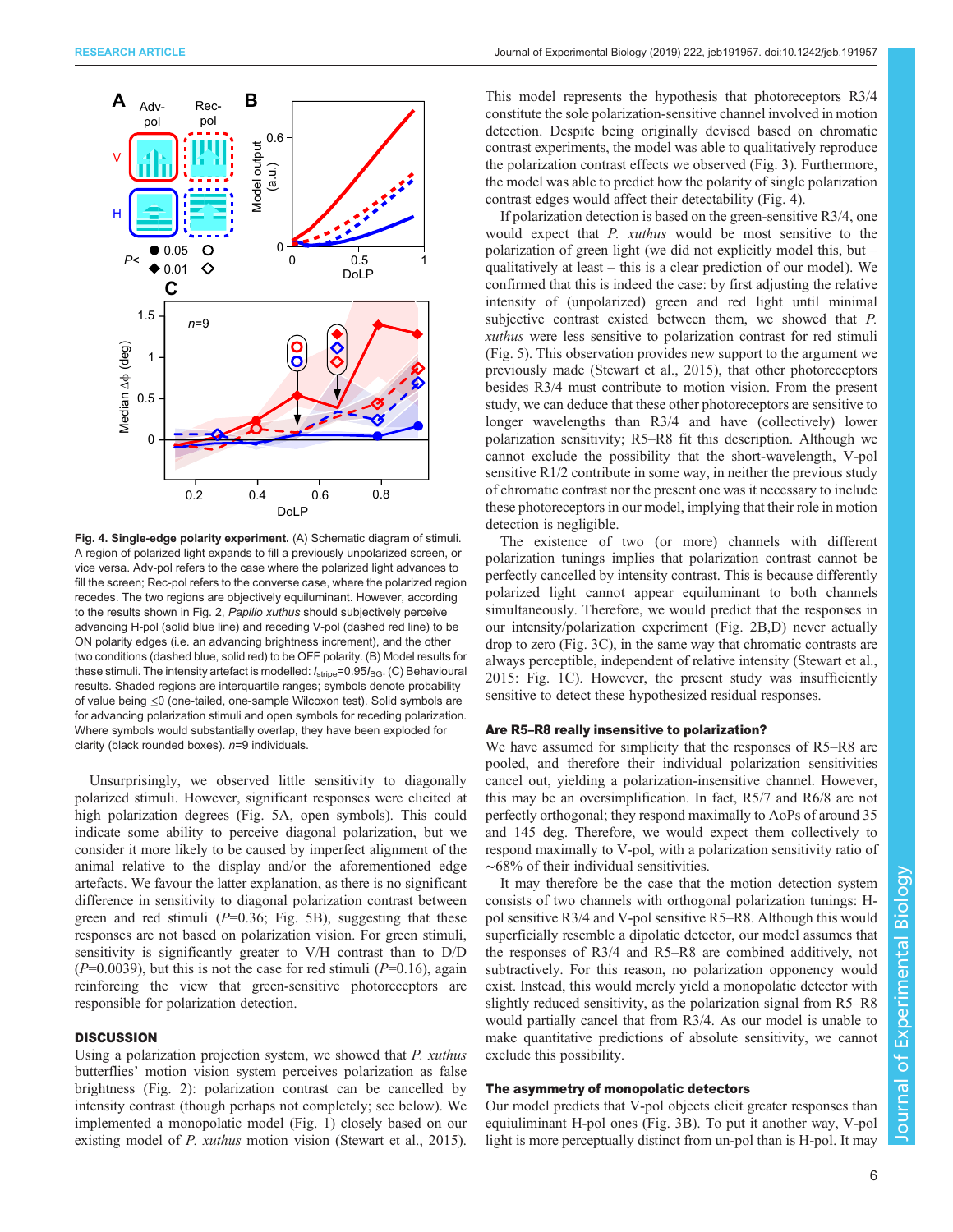**Fig. 4. Single-edge polarity experiment.** (A) Schematic diagram of stimuli. A region of polarized light expands to fill a previously unpolarized screen, or vice versa. Adv-pol refers to the case where the polarized light advances to fill the screen; Rec-pol refers to the converse case, where the polarized region recedes. The two regions are objectively equiluminant. However, according to the results shown in Fig. 2, *Papilio xuthus* should subjectively perceive advancing H-pol (solid blue line) and receding V-pol (dashed red line) to be ON polarity edges (i.e. an advancing brightness increment), and the other two conditions (dashed blue, solid red) to be OFF polarity. (B) Model results for these stimuli. The intensity artefact is modelled: $I_{stripe}$=0.95$I_{BG}$. (C) Behavioural results. Shaded regions are interquartile ranges; symbols denote probability of value being ≤0 (one-tailed, one-sample Wilcoxon test). Solid symbols are for advancing polarization stimuli and open symbols for receding polarization. Where symbols would substantially overlap, they have been exploded for clarity (black rounded boxes). *n*=9 individuals.

Unsurprisingly, we observed little sensitivity to diagonally polarized stimuli. However, significant responses were elicited at high polarization degrees (Fig. 5A, open symbols). This could indicate some ability to perceive diagonal polarization, but we consider it more likely to be caused by imperfect alignment of the animal relative to the display and/or the aforementioned edge artefacts. We favour the latter explanation, as there is no significant difference in sensitivity to diagonal polarization contrast between green and red stimuli (*P*=0.36; Fig. 5B), suggesting that these responses are not based on polarization vision. For green stimuli, sensitivity is significantly greater to V/H contrast than to D/D (*P*=0.0039), but this is not the case for red stimuli (*P*=0.16), again reinforcing the view that green-sensitive photoreceptors are responsible for polarization detection.

## DISCUSSION

Using a polarization projection system, we showed that *P. xuthus* butterflies' motion vision system perceives polarization as false brightness (Fig. 2): polarization contrast can be cancelled by intensity contrast (though perhaps not completely; see below). We implemented a monopolatic model (Fig. 1) closely based on our existing model of *P. xuthus* motion vision (Stewart et al., 2015). This model represents the hypothesis that photoreceptors R3/4 constitute the sole polarization-sensitive channel involved in motion detection. Despite being originally devised based on chromatic contrast experiments, the model was able to qualitatively reproduce the polarization contrast effects we observed (Fig. 3). Furthermore, the model was able to predict how the polarity of single polarization contrast edges would affect their detectability (Fig. 4).

If polarization detection is based on the green-sensitive R3/4, one would expect that *P. xuthus* would be most sensitive to the polarization of green light (we did not explicitly model this, but – qualitatively at least – this is a clear prediction of our model). We confirmed that this is indeed the case: by first adjusting the relative intensity of (unpolarized) green and red light until minimal subjective contrast existed between them, we showed that *P. xuthus* were less sensitive to polarization contrast for red stimuli (Fig. 5). This observation provides new support to the argument we previously made (Stewart et al., 2015), that other photoreceptors besides R3/4 must contribute to motion vision. From the present study, we can deduce that these other photoreceptors are sensitive to longer wavelengths than R3/4 and have (collectively) lower polarization sensitivity; R5–R8 fit this description. Although we cannot exclude the possibility that the short-wavelength, V-pol sensitive R1/2 contribute in some way, in neither the previous study of chromatic contrast nor the present one was it necessary to include these photoreceptors in our model, implying that their role in motion detection is negligible.

The existence of two (or more) channels with different polarization tunings implies that polarization contrast cannot be perfectly cancelled by intensity contrast. This is because differently polarized light cannot appear equiluminant to both channels simultaneously. Therefore, we would predict that the responses in our intensity/polarization experiment (Fig. 2B,D) never actually drop to zero (Fig. 3C), in the same way that chromatic contrasts are always perceptible, independent of relative intensity (Stewart et al., 2015: Fig. 1C). However, the present study was insufficiently sensitive to detect these hypothesized residual responses.

### Are R5–R8 really insensitive to polarization?

We have assumed for simplicity that the responses of R5–R8 are pooled, and therefore their individual polarization sensitivities cancel out, yielding a polarization-insensitive channel. However, this may be an oversimplification. In fact, R5/7 and R6/8 are not perfectly orthogonal; they respond maximally to AoPs of around 35 and 145 deg. Therefore, we would expect them collectively to respond maximally to V-pol, with a polarization sensitivity ratio of ∼68% of their individual sensitivities.

It may therefore be the case that the motion detection system consists of two channels with orthogonal polarization tunings: H-pol sensitive R3/4 and V-pol sensitive R5–R8. Although this would superficially resemble a dipolatic detector, our model assumes that the responses of R3/4 and R5–R8 are combined additively, not subtractively. For this reason, no polarization opponency would exist. Instead, this would merely yield a monopolatic detector with slightly reduced sensitivity, as the polarization signal from R5–R8 would partially cancel that from R3/4. As our model is unable to make quantitative predictions of absolute sensitivity, we cannot exclude this possibility.

### The asymmetry of monopolatic detectors

Our model predicts that V-pol objects elicit greater responses than equiluminant H-pol ones (Fig. 3B). To put it another way, V-pol light is more perceptually distinct from un-pol than is H-pol. It may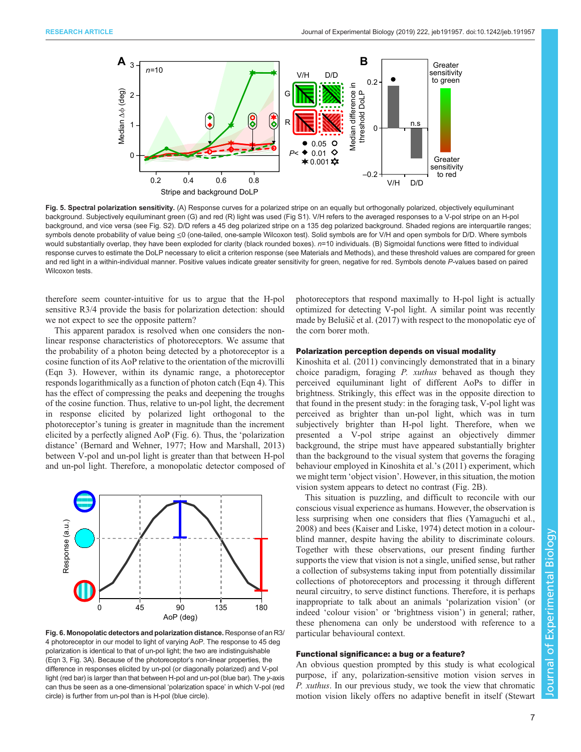**Fig. 5. Spectral polarization sensitivity.** (A) Response curves for a polarized stripe on an equally but orthogonally polarized, objectively equiluminant background. Subjectively equiluminant green (G) and red (R) light was used (Fig S1). V/H refers to the averaged responses to a V-pol stripe on an H-pol background, and vice versa (see Fig. S2). D/D refers a 45 deg polarized stripe on a 135 deg polarized background. Shaded regions are interquartile ranges; symbols denote probability of value being ≤0 (one-tailed, one-sample Wilcoxon test). Solid symbols are for V/H and open symbols for D/D. Where symbols would substantially overlap, they have been exploded for clarity (black rounded boxes). $n$=10 individuals. (B) Sigmoidal functions were fitted to individual response curves to estimate the DoLP necessary to elicit a criterion response (see Materials and Methods), and these threshold values are compared for green and red light in a within-individual manner. Positive values indicate greater sensitivity for green, negative for red. Symbols denote $P$-values based on paired Wilcoxon tests.

therefore seem counter-intuitive for us to argue that the H-pol sensitive R3/4 provide the basis for polarization detection: should we not expect to see the opposite pattern?

This apparent paradox is resolved when one considers the non-linear response characteristics of photoreceptors. We assume that the probability of a photon being detected by a photoreceptor is a cosine function of its AoP relative to the orientation of the microvilli (Eqn 3). However, within its dynamic range, a photoreceptor responds logarithmically as a function of photon catch (Eqn 4). This has the effect of compressing the peaks and deepening the troughs of the cosine function. Thus, relative to un-pol light, the decrement in response elicited by polarized light orthogonal to the photoreceptor's tuning is greater in magnitude than the increment elicited by a perfectly aligned AoP (Fig. 6). Thus, the 'polarization distance' (Bernard and Wehner, 1977; How and Marshall, 2013) between V-pol and un-pol light is greater than that between H-pol and un-pol light. Therefore, a monopolatic detector composed of photoreceptors that respond maximally to H-pol light is actually optimized for detecting V-pol light. A similar point was recently made by Belušič et al. (2017) with respect to the monopolatic eye of the corn borer moth.

**Fig. 6. Monopolatic detectors and polarization distance.** Response of an R3/4 photoreceptor in our model to light of varying AoP. The response to 45 deg polarization is identical to that of un-pol light; the two are indistinguishable (Eqn 3, Fig. 3A). Because of the photoreceptor's non-linear properties, the difference in responses elicited by un-pol (or diagonally polarized) and V-pol light (red bar) is larger than that between H-pol and un-pol light (blue bar). The $y$-axis can thus be seen as a one-dimensional 'polarization space' in which V-pol (red circle) is further from un-pol than is H-pol (blue circle).

## Polarization perception depends on visual modality

Kinoshita et al. (2011) convincingly demonstrated that in a binary choice paradigm, foraging *P. xuthus* behaved as though they perceived equiluminant light of different AoPs to differ in brightness. Strikingly, this effect was in the opposite direction to that found in the present study: in the foraging task, V-pol light was perceived as brighter than un-pol light, which was in turn subjectively brighter than H-pol light. Therefore, when we presented a V-pol stripe against an objectively dimmer background, the stripe must have appeared substantially brighter than the background to the visual system that governs the foraging behaviour employed in Kinoshita et al.'s (2011) experiment, which we might term 'object vision'. However, in this situation, the motion vision system appears to detect no contrast (Fig. 2B).

This situation is puzzling, and difficult to reconcile with our conscious visual experience as humans. However, the observation is less surprising when one considers that flies (Yamaguchi et al., 2008) and bees (Kaiser and Liske, 1974) detect motion in a colour-blind manner, despite having the ability to discriminate colours. Together with these observations, our present finding further supports the view that vision is not a single, unified sense, but rather a collection of subsystems taking input from potentially dissimilar collections of photoreceptors and processing it through different neural circuitry, to serve distinct functions. Therefore, it is perhaps inappropriate to talk about an animals 'polarization vision' (or indeed 'colour vision' or 'brightness vision') in general; rather, these phenomena can only be understood with reference to a particular behavioural context.

## Functional significance: a bug or a feature?

An obvious question prompted by this study is what ecological purpose, if any, polarization-sensitive motion vision serves in *P. xuthus*. In our previous study, we took the view that chromatic motion vision likely offers no adaptive benefit in itself (Stewart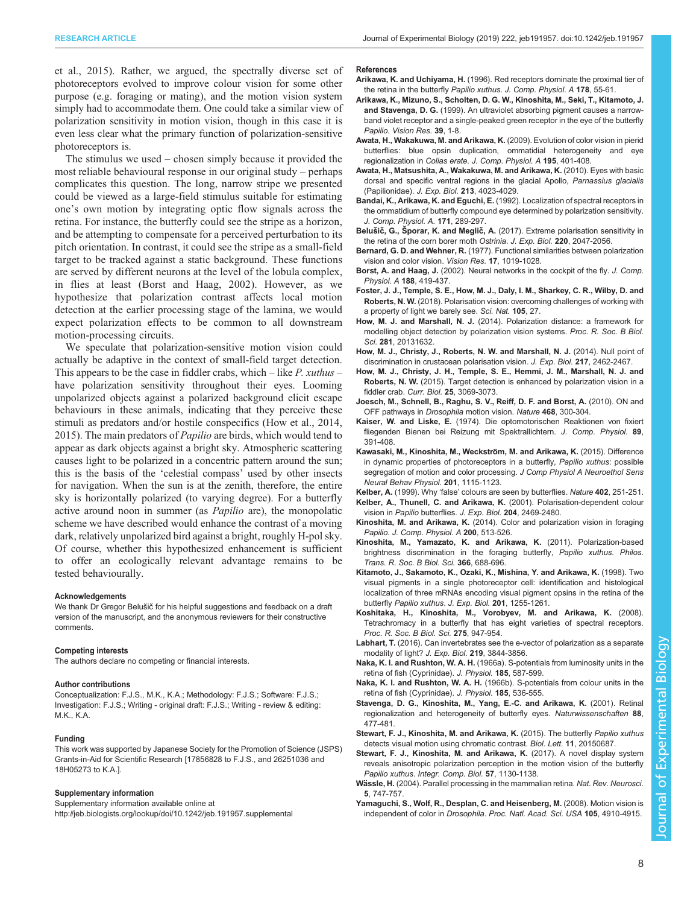et al., 2015). Rather, we argued, the spectrally diverse set of photoreceptors evolved to improve colour vision for some other purpose (e.g. foraging or mating), and the motion vision system simply had to accommodate them. One could take a similar view of polarization sensitivity in motion vision, though in this case it is even less clear what the primary function of polarization-sensitive photoreceptors is.

The stimulus we used – chosen simply because it provided the most reliable behavioural response in our original study – perhaps complicates this question. The long, narrow stripe we presented could be viewed as a large-field stimulus suitable for estimating one's own motion by integrating optic flow signals across the retina. For instance, the butterfly could see the stripe as a horizon, and be attempting to compensate for a perceived perturbation to its pitch orientation. In contrast, it could see the stripe as a small-field target to be tracked against a static background. These functions are served by different neurons at the level of the lobula complex, in flies at least (Borst and Haag, 2002). However, as we hypothesize that polarization contrast affects local motion detection at the earlier processing stage of the lamina, we would expect polarization effects to be common to all downstream motion-processing circuits.

We speculate that polarization-sensitive motion vision could actually be adaptive in the context of small-field target detection. This appears to be the case in fiddler crabs, which – like *P. xuthus* – have polarization sensitivity throughout their eyes. Looming unpolarized objects against a polarized background elicit escape behaviours in these animals, indicating that they perceive these stimuli as predators and/or hostile conspecifics (How et al., 2014, 2015). The main predators of *Papilio* are birds, which would tend to appear as dark objects against a bright sky. Atmospheric scattering causes light to be polarized in a concentric pattern around the sun; this is the basis of the 'celestial compass' used by other insects for navigation. When the sun is at the zenith, therefore, the entire sky is horizontally polarized (to varying degree). For a butterfly active around noon in summer (as *Papilio* are), the monopolatic scheme we have described would enhance the contrast of a moving dark, relatively unpolarized bird against a bright, roughly H-pol sky. Of course, whether this hypothesized enhancement is sufficient to offer an ecologically relevant advantage remains to be tested behaviourally.

#### Acknowledgements
We thank Dr Gregor Belušič for his helpful suggestions and feedback on a draft version of the manuscript, and the anonymous reviewers for their constructive comments.

#### Competing interests
The authors declare no competing or financial interests.

#### Author contributions
Conceptualization: F.J.S., M.K., K.A.; Methodology: F.J.S.; Software: F.J.S.; Investigation: F.J.S.; Writing - original draft: F.J.S.; Writing - review & editing: M.K., K.A.

#### Funding
This work was supported by Japanese Society for the Promotion of Science (JSPS) Grants-in-Aid for Scientific Research [17856828 to F.J.S., and 26251036 and 18H05273 to K.A.].

#### Supplementary information
Supplementary information available online at http://jeb.biologists.org/lookup/doi/10.1242/jeb.191957.supplemental

#### References

**Arikawa, K. and Uchiyama, H.** (1996). Red receptors dominate the proximal tier of the retina in the butterfly *Papilio xuthus*. *J. Comp. Physiol. A* **178**, 55-61.

**Arikawa, K., Mizuno, S., Scholten, D. G. W., Kinoshita, M., Seki, T., Kitamoto, J. and Stavenga, D. G.** (1999). An ultraviolet absorbing pigment causes a narrow-band violet receptor and a single-peaked green receptor in the eye of the butterfly *Papilio*. *Vision Res.* **39**, 1-8.

**Awata, H., Wakakuwa, M. and Arikawa, K.** (2009). Evolution of color vision in pierid butterflies: blue opsin duplication, ommatidial heterogeneity and eye regionalization in *Colias erate*. *J. Comp. Physiol. A* **195**, 401-408.

**Awata, H., Matsushita, A., Wakakuwa, M. and Arikawa, K.** (2010). Eyes with basic dorsal and specific ventral regions in the glacial Apollo, *Parnassius glacialis* (Papilionidae). *J. Exp. Biol.* **213**, 4023-4029.

**Bandai, K., Arikawa, K. and Eguchi, E.** (1992). Localization of spectral receptors in the ommatidium of butterfly compound eye determined by polarization sensitivity. *J. Comp. Physiol. A.* **171**, 289-297.

**Belušič, G., Šporar, K. and Meglič, A.** (2017). Extreme polarisation sensitivity in the retina of the corn borer moth *Ostrinia*. *J. Exp. Biol.* **220**, 2047-2056.

**Bernard, G. D. and Wehner, R.** (1977). Functional similarities between polarization vision and color vision. *Vision Res.* **17**, 1019-1028.

**Borst, A. and Haag, J.** (2002). Neural networks in the cockpit of the fly. *J. Comp. Physiol. A* **188**, 419-437.

**Foster, J. J., Temple, S. E., How, M. J., Daly, I. M., Sharkey, C. R., Wilby, D. and Roberts, N. W.** (2018). Polarisation vision: overcoming challenges of working with a property of light we barely see. *Sci. Nat.* **105**, 27.

**How, M. J. and Marshall, N. J.** (2014). Polarization distance: a framework for modelling object detection by polarization vision systems. *Proc. R. Soc. B Biol. Sci.* **281**, 20131632.

**How, M. J., Christy, J., Roberts, N. W. and Marshall, N. J.** (2014). Null point of discrimination in crustacean polarisation vision. *J. Exp. Biol.* **217**, 2462-2467.

**How, M. J., Christy, J. H., Temple, S. E., Hemmi, J. M., Marshall, N. J. and Roberts, N. W.** (2015). Target detection is enhanced by polarization vision in a fiddler crab. *Curr. Biol.* **25**, 3069-3073.

**Joesch, M., Schnell, B., Raghu, S. V., Reiff, D. F. and Borst, A.** (2010). ON and OFF pathways in *Drosophila* motion vision. *Nature* **468**, 300-304.

**Kaiser, W. and Liske, E.** (1974). Die optomotorischen Reaktionen von fixiert fliegenden Bienen bei Reizung mit Spektrallichtern. *J. Comp. Physiol.* **89**, 391-408.

**Kawasaki, M., Kinoshita, M., Weckström, M. and Arikawa, K.** (2015). Difference in dynamic properties of photoreceptors in a butterfly, *Papilio xuthus*: possible segregation of motion and color processing. *J Comp Physiol A Neuroethol Sens Neural Behav Physiol.* **201**, 1115-1123.

**Kelber, A.** (1999). Why 'false' colours are seen by butterflies. *Nature* **402**, 251-251.

**Kelber, A., Thunell, C. and Arikawa, K.** (2001). Polarisation-dependent colour vision in *Papilio* butterflies. *J. Exp. Biol.* **204**, 2469-2480.

**Kinoshita, M. and Arikawa, K.** (2014). Color and polarization vision in foraging *Papilio*. *J. Comp. Physiol. A* **200**, 513-526.

**Kinoshita, M., Yamazato, K. and Arikawa, K.** (2011). Polarization-based brightness discrimination in the foraging butterfly, *Papilio xuthus*. *Philos. Trans. R. Soc. B Biol. Sci.* **366**, 688-696.

**Kitamoto, J., Sakamoto, K., Ozaki, K., Mishina, Y. and Arikawa, K.** (1998). Two visual pigments in a single photoreceptor cell: identification and histological localization of three mRNAs encoding visual pigment opsins in the retina of the butterfly *Papilio xuthus*. *J. Exp. Biol.* **201**, 1255-1261.

**Koshitaka, H., Kinoshita, M., Vorobyev, M. and Arikawa, K.** (2008). Tetrachromacy in a butterfly that has eight varieties of spectral receptors. *Proc. R. Soc. B Biol. Sci.* **275**, 947-954.

**Labhart, T.** (2016). Can invertebrates see the e-vector of polarization as a separate modality of light? *J. Exp. Biol.* **219**, 3844-3856.

**Naka, K. I. and Rushton, W. A. H.** (1966a). S-potentials from luminosity units in the retina of fish (Cyprinidae). *J. Physiol.* **185**, 587-599.

**Naka, K. I. and Rushton, W. A. H.** (1966b). S-potentials from colour units in the retina of fish (Cyprinidae). *J. Physiol.* **185**, 536-555.

**Stavenga, D. G., Kinoshita, M., Yang, E.-C. and Arikawa, K.** (2001). Retinal regionalization and heterogeneity of butterfly eyes. *Naturwissenschaften* **88**, 477-481.

**Stewart, F. J., Kinoshita, M. and Arikawa, K.** (2015). The butterfly *Papilio xuthus* detects visual motion using chromatic contrast. *Biol. Lett.* **11**, 20150687.

**Stewart, F. J., Kinoshita, M. and Arikawa, K.** (2017). A novel display system reveals anisotropic polarization perception in the motion vision of the butterfly *Papilio xuthus*. *Integr. Comp. Biol.* **57**, 1130-1138.

**Wässle, H.** (2004). Parallel processing in the mammalian retina. *Nat. Rev. Neurosci.* **5**, 747-757.

**Yamaguchi, S., Wolf, R., Desplan, C. and Heisenberg, M.** (2008). Motion vision is independent of color in *Drosophila*. *Proc. Natl. Acad. Sci. USA* **105**, 4910-4915.